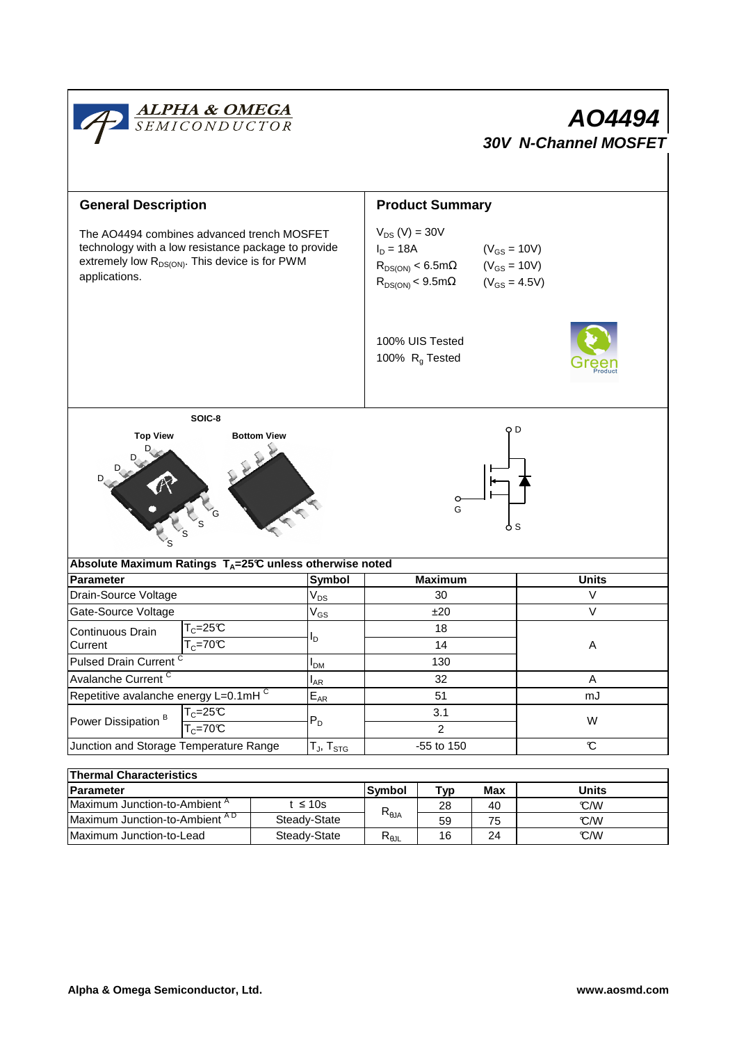ALPHA & OMEGA SEMICONDUCTOR

# AO4494

## 30V N-Channel MOSFET

## General Description

The AO4494 combines advanced trench MOSFET technology with a low resistance package to provide extremely low $R_{DS(ON)}$. This device is for PWM applications.

## Product Summary

$V_{DS}$ (V) = 30V
$I_D$ = 18A ($V_{GS}$ = 10V)
$R_{DS(ON)}$ < 6.5mΩ ($V_{GS}$ = 10V)
$R_{DS(ON)}$ < 9.5mΩ ($V_{GS}$ = 4.5V)

100% UIS Tested
100% $R_g$ Tested

Green Product

SOIC-8

Top View — Bottom View

D, D, D, D, G, S, S, S

D, G, S

### Absolute Maximum Ratings $T_A$=25°C unless otherwise noted

| Parameter | | Symbol | Maximum | Units |
|---|---|---|---|---|
| Drain-Source Voltage | | $V_{DS}$ | 30 | V |
| Gate-Source Voltage | | $V_{GS}$ | ±20 | V |
| Continuous Drain Current | $T_C$=25°C | $I_D$ | 18 | A |
| | $T_C$=70°C | | 14 | |
| Pulsed Drain Current [C] | | $I_{DM}$ | 130 | |
| Avalanche Current [C] | | $I_{AR}$ | 32 | A |
| Repetitive avalanche energy L=0.1mH [C] | | $E_{AR}$ | 51 | mJ |
| Power Dissipation [B] | $T_C$=25°C | $P_D$ | 3.1 | W |
| | $T_C$=70°C | | 2 | |
| Junction and Storage Temperature Range | | $T_J$, $T_{STG}$ | -55 to 150 | °C |

### Thermal Characteristics

| Parameter | | Symbol | Typ | Max | Units |
|---|---|---|---|---|---|
| Maximum Junction-to-Ambient [A] | t ≤ 10s | $R_{\theta JA}$ | 28 | 40 | °C/W |
| Maximum Junction-to-Ambient [A D] | Steady-State | | 59 | 75 | °C/W |
| Maximum Junction-to-Lead | Steady-State | $R_{\theta JL}$ | 16 | 24 | °C/W |

Alpha & Omega Semiconductor, Ltd. www.aosmd.com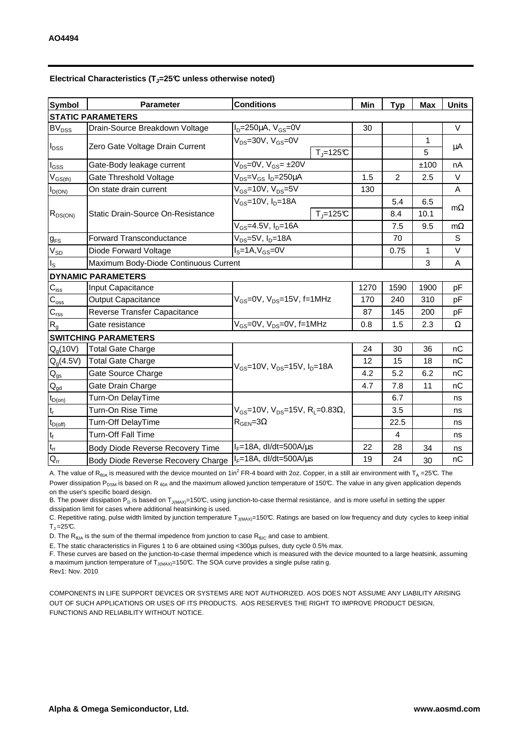**Electrical Characteristics ($T_J$=25°C unless otherwise noted)**

| Symbol | Parameter | Conditions | | Min | Typ | Max | Units |
|---|---|---|---|---|---|---|---|
| **STATIC PARAMETERS** | | | | | | | |
| $BV_{DSS}$ | Drain-Source Breakdown Voltage | $I_D$=250µA, $V_{GS}$=0V | | 30 | | | V |
| $I_{DSS}$ | Zero Gate Voltage Drain Current | $V_{DS}$=30V, $V_{GS}$=0V | | | | 1 | µA |
| | | | $T_J$=125°C | | | 5 | |
| $I_{GSS}$ | Gate-Body leakage current | $V_{DS}$=0V, $V_{GS}$= ±20V | | | | ±100 | nA |
| $V_{GS(th)}$ | Gate Threshold Voltage | $V_{DS}$=$V_{GS}$ $I_D$=250µA | | 1.5 | 2 | 2.5 | V |
| $I_{D(ON)}$ | On state drain current | $V_{GS}$=10V, $V_{DS}$=5V | | 130 | | | A |
| $R_{DS(ON)}$ | Static Drain-Source On-Resistance | $V_{GS}$=10V, $I_D$=18A | | | 5.4 | 6.5 | mΩ |
| | | | $T_J$=125°C | | 8.4 | 10.1 | |
| | | $V_{GS}$=4.5V, $I_D$=16A | | | 7.5 | 9.5 | mΩ |
| $g_{FS}$ | Forward Transconductance | $V_{DS}$=5V, $I_D$=18A | | | 70 | | S |
| $V_{SD}$ | Diode Forward Voltage | $I_S$=1A,$V_{GS}$=0V | | | 0.75 | 1 | V |
| $I_S$ | Maximum Body-Diode Continuous Current | | | | | 3 | A |
| **DYNAMIC PARAMETERS** | | | | | | | |
| $C_{iss}$ | Input Capacitance | $V_{GS}$=0V, $V_{DS}$=15V, f=1MHz | | 1270 | 1590 | 1900 | pF |
| $C_{oss}$ | Output Capacitance | | | 170 | 240 | 310 | pF |
| $C_{rss}$ | Reverse Transfer Capacitance | | | 87 | 145 | 200 | pF |
| $R_g$ | Gate resistance | $V_{GS}$=0V, $V_{DS}$=0V, f=1MHz | | 0.8 | 1.5 | 2.3 | Ω |
| **SWITCHING PARAMETERS** | | | | | | | |
| $Q_g$(10V) | Total Gate Charge | $V_{GS}$=10V, $V_{DS}$=15V, $I_D$=18A | | 24 | 30 | 36 | nC |
| $Q_g$(4.5V) | Total Gate Charge | | | 12 | 15 | 18 | nC |
| $Q_{gs}$ | Gate Source Charge | | | 4.2 | 5.2 | 6.2 | nC |
| $Q_{gd}$ | Gate Drain Charge | | | 4.7 | 7.8 | 11 | nC |
| $t_{D(on)}$ | Turn-On DelayTime | $V_{GS}$=10V, $V_{DS}$=15V, $R_L$=0.83Ω, $R_{GEN}$=3Ω | | | 6.7 | | ns |
| $t_r$ | Turn-On Rise Time | | | | 3.5 | | ns |
| $t_{D(off)}$ | Turn-Off DelayTime | | | | 22.5 | | ns |
| $t_f$ | Turn-Off Fall Time | | | | 4 | | ns |
| $t_{rr}$ | Body Diode Reverse Recovery Time | $I_F$=18A, dI/dt=500A/µs | | 22 | 28 | 34 | ns |
| $Q_{rr}$ | Body Diode Reverse Recovery Charge | $I_F$=18A, dI/dt=500A/µs | | 19 | 24 | 30 | nC |

A. The value of $R_{\theta JA}$ is measured with the device mounted on 1in$^2$ FR-4 board with 2oz. Copper, in a still air environment with $T_A$ =25°C. The Power dissipation $P_{DSM}$ is based on $R_{\theta JA}$ and the maximum allowed junction temperature of 150°C. The value in any given application depends on the user's specific board design.

B. The power dissipation $P_D$ is based on $T_{J(MAX)}$=150°C, using junction-to-case thermal resistance, and is more useful in setting the upper dissipation limit for cases where additional heatsinking is used.

C. Repetitive rating, pulse width limited by junction temperature $T_{J(MAX)}$=150°C. Ratings are based on low frequency and duty cycles to keep initial $T_J$ =25°C.

D. The $R_{\theta JA}$ is the sum of the thermal impedence from junction to case $R_{\theta JC}$ and case to ambient.

E. The static characteristics in Figures 1 to 6 are obtained using <300µs pulses, duty cycle 0.5% max.

F. These curves are based on the junction-to-case thermal impedence which is measured with the device mounted to a large heatsink, assuming a maximum junction temperature of $T_{J(MAX)}$=150°C. The SOA curve provides a single pulse ratin g.

Rev1: Nov. 2010

COMPONENTS IN LIFE SUPPORT DEVICES OR SYSTEMS ARE NOT AUTHORIZED. AOS DOES NOT ASSUME ANY LIABILITY ARISING OUT OF SUCH APPLICATIONS OR USES OF ITS PRODUCTS. AOS RESERVES THE RIGHT TO IMPROVE PRODUCT DESIGN, FUNCTIONS AND RELIABILITY WITHOUT NOTICE.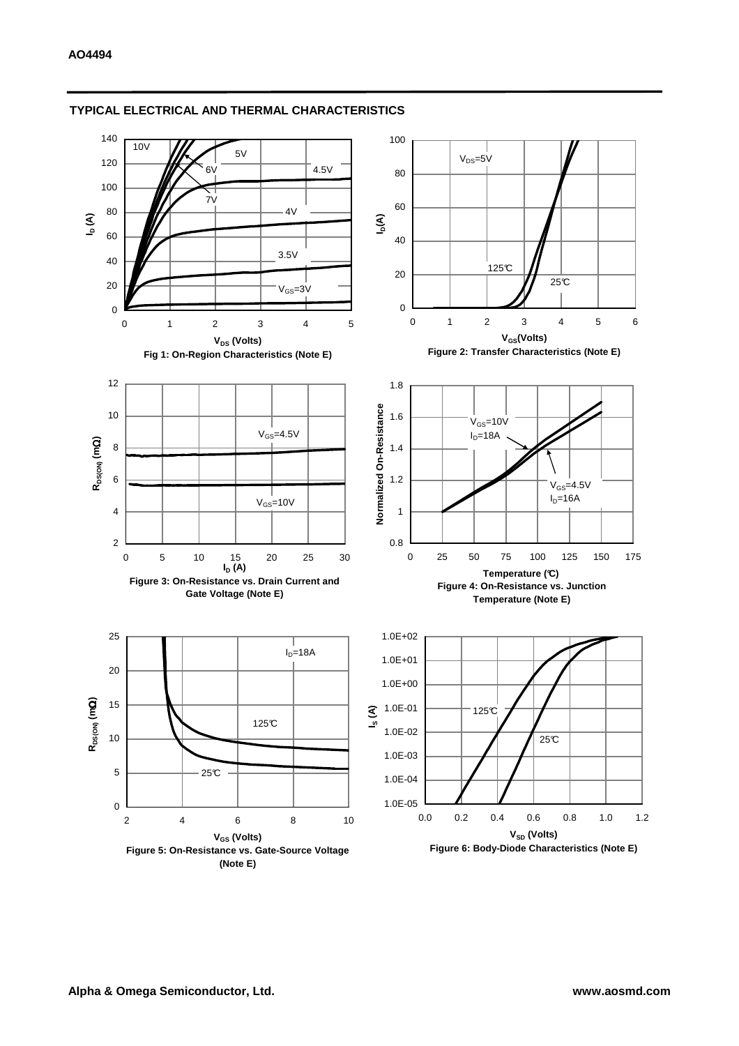## TYPICAL ELECTRICAL AND THERMAL CHARACTERISTICS

Fig 1: On-Region Characteristics (Note E)

Figure 2: Transfer Characteristics (Note E)

Figure 3: On-Resistance vs. Drain Current and Gate Voltage (Note E)

Figure 4: On-Resistance vs. Junction Temperature (Note E)

Figure 5: On-Resistance vs. Gate-Source Voltage (Note E)

Figure 6: Body-Diode Characteristics (Note E)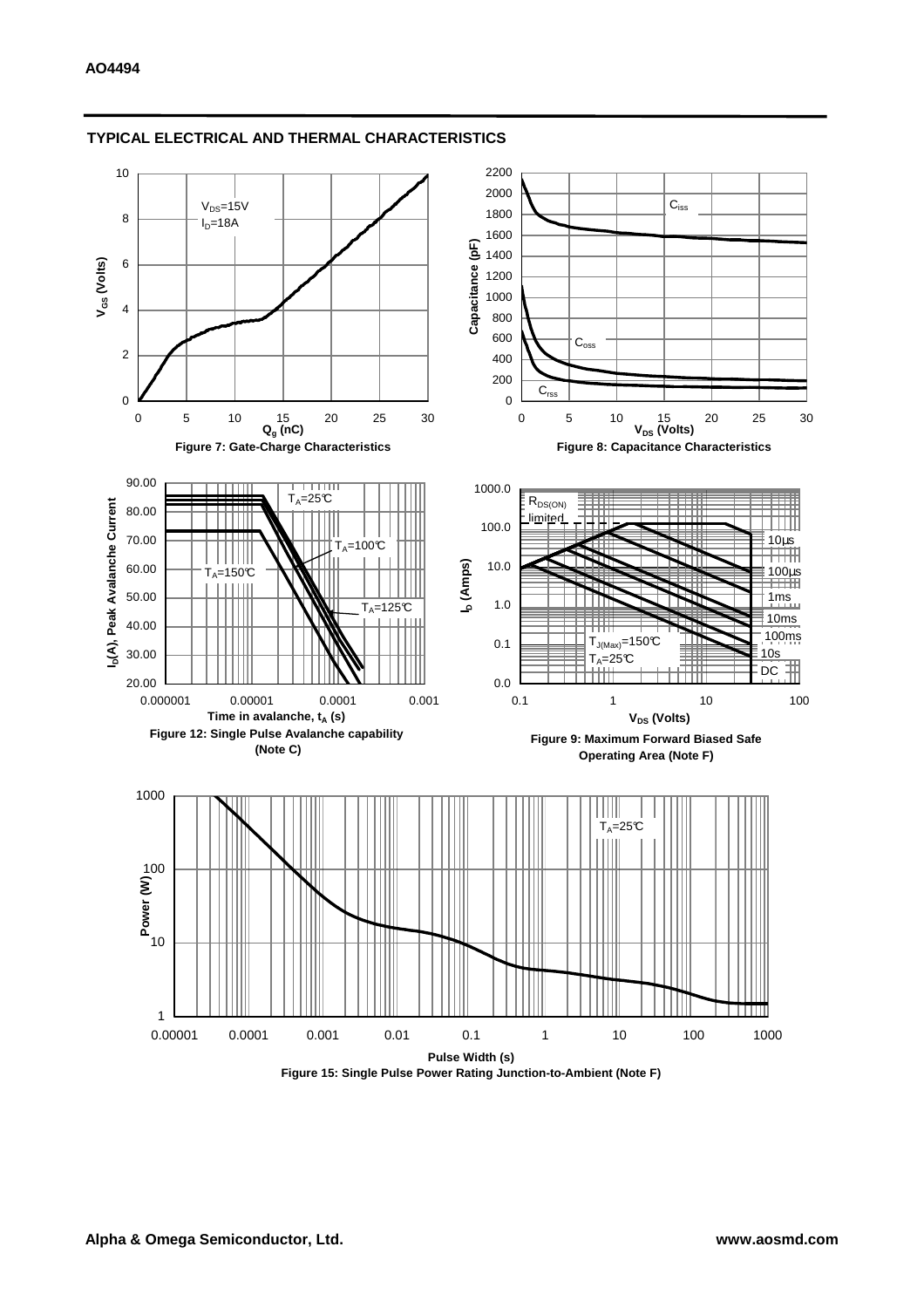## TYPICAL ELECTRICAL AND THERMAL CHARACTERISTICS

Figure 7: Gate-Charge Characteristics

Figure 8: Capacitance Characteristics

Figure 12: Single Pulse Avalanche capability (Note C)

Figure 9: Maximum Forward Biased Safe Operating Area (Note F)

Figure 15: Single Pulse Power Rating Junction-to-Ambient (Note F)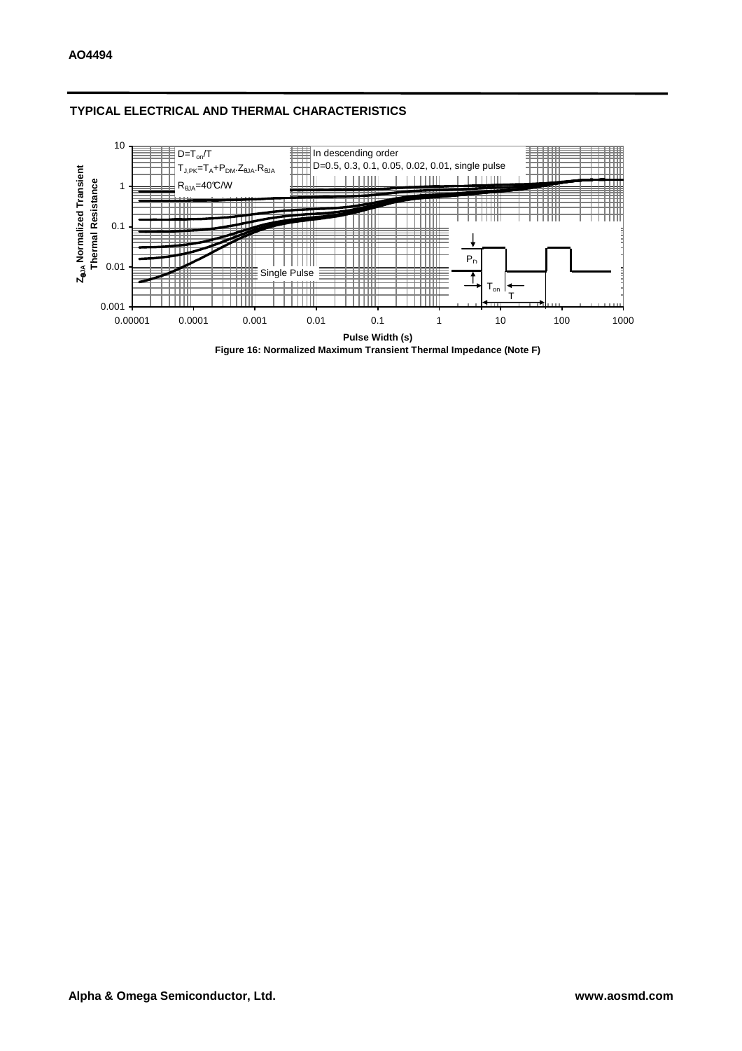## TYPICAL ELECTRICAL AND THERMAL CHARACTERISTICS

$D=T_{on}/T$

$T_{J,PK}=T_A+P_{DM}.Z_{\theta JA}.R_{\theta JA}$

$R_{\theta JA}=40°C/W$

In descending order

D=0.5, 0.3, 0.1, 0.05, 0.02, 0.01, single pulse

Single Pulse

$Z_{\theta JA}$ Normalized Transient Thermal Resistance

Pulse Width (s)

Figure 16: Normalized Maximum Transient Thermal Impedance (Note F)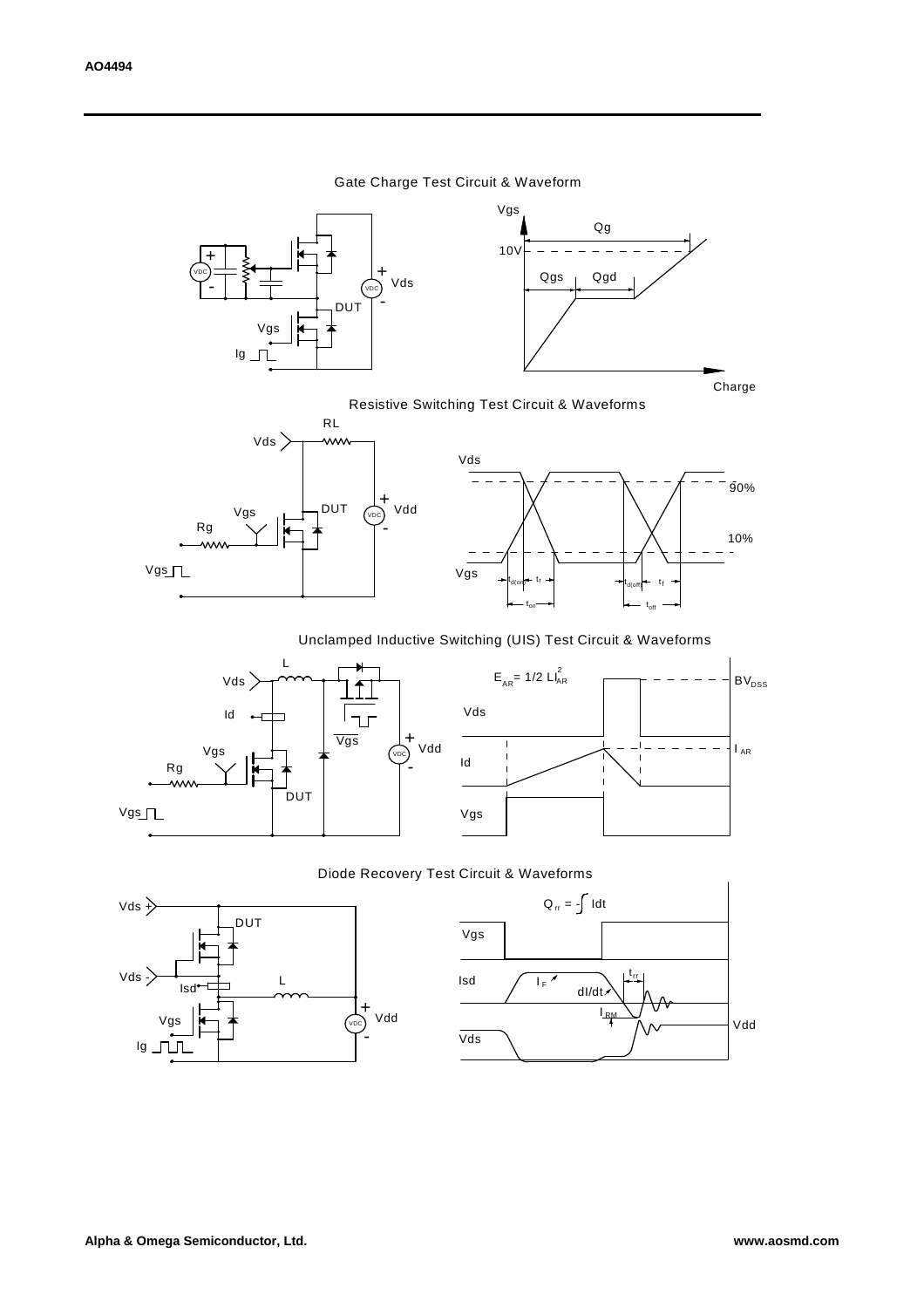Gate Charge Test Circuit & Waveform

VDC
+
-
DUT
Vgs
Ig
+
VDC
-
Vds

Vgs
Qg
10V
Qgs
Qgd
Charge

Resistive Switching Test Circuit & Waveforms

RL
Vds
Vgs
Rg
Vgs
DUT
+
VDC
-
Vdd

Vds
90%
10%
Vgs
$t_{d(on)}$
$t_r$
$t_{on}$
$t_{d(off)}$
$t_f$
$t_{off}$

Unclamped Inductive Switching (UIS) Test Circuit & Waveforms

L
Vds
Id
Vgs
Rg
Vgs
DUT
$\overline{Vgs}$
+
VDC
-
Vdd

$E_{AR} = 1/2\ LI_{AR}^2$
$BV_{DSS}$
Vds
Id
$I_{AR}$
Vgs

Diode Recovery Test Circuit & Waveforms

Vds +
DUT
Vds -
Isd
L
Vgs
Ig
+
VDC
-
Vdd

$Q_{rr} = -\int Idt$
Vgs
Isd
$I_F$
dI/dt
$t_{rr}$
$I_{RM}$
Vdd
Vds